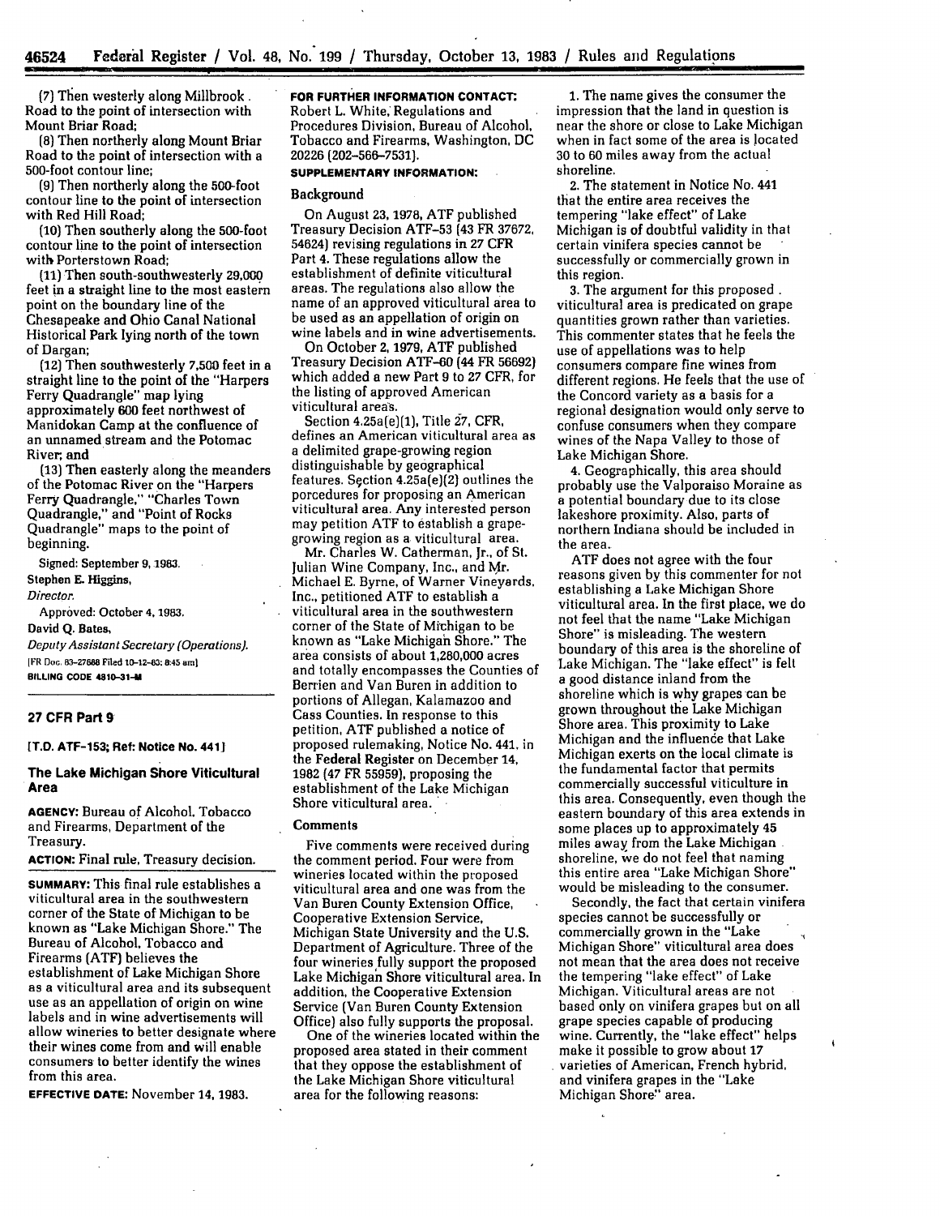(7) Then westerly along Millbrook Road to the point of intersection with Mount Briar Road;

(8) Then northerly along Mount Briar Road to the point of intersection with a 500-foot contour line;

(9) Then northerly along the 500-foot contour line to the point of intersection with Red Hill Road;

(10) Then southerly along the 500-foot contour line to the point of intersection with Porterstown Road;

(11) Then south-southwesterly 29,000 feet in a straight line to the most eastern point on the boundary line of the Chesapeake and Ohio Canal National Historical Park lying north of the town of Dargan;

(12) Then southwesterly 7,500 feet in a straight line to the point of the "Harpers Ferry Quadrangle" map lying approximately 600 feet northwest of Manidokan Camp at the confluence of an unnamed stream and the Potomac River; and

(13) Then easterly along the meanders of the Potomac River on the "Harpers Ferry Quadrangle," "Charles Town Quadrangle," and "Point of Rocks Quadrangle" maps to the point of beginning.

Signed: September 9, 1983.

**Stephen E. Higgins,**

*Director.*

Approved: October 4, 1983.

**David Q. Bates,**

*Deputy Assistant Secretary (Operations).*

[FR Doc. 83-27688 Filed 10-12-83; 8:45 am]

**BILLING CODE 4810-31-M**

## 27 CFR Part 9

**[T.D. ATF-153; Ref: Notice No. 441]**

### The Lake Michigan Shore Viticultural Area

**AGENCY:** Bureau of Alcohol, Tobacco and Firearms, Department of the Treasury.

**ACTION:** Final rule, Treasury decision.

**SUMMARY:** This final rule establishes a viticultural area in the southwestern corner of the State of Michigan to be known as "Lake Michigan Shore." The Bureau of Alcohol, Tobacco and Firearms (ATF) believes the establishment of Lake Michigan Shore as a viticultural area and its subsequent use as an appellation of origin on wine labels and in wine advertisements will allow wineries to better designate where their wines come from and will enable consumers to better identify the wines from this area.

**EFFECTIVE DATE:** November 14, 1983.

**FOR FURTHER INFORMATION CONTACT:** Robert L. White, Regulations and Procedures Division, Bureau of Alcohol, Tobacco and Firearms, Washington, DC 20226 (202-566-7531).

**SUPPLEMENTARY INFORMATION:**

### Background

On August 23, 1978, ATF published Treasury Decision ATF-53 (43 FR 37672, 54624) revising regulations in 27 CFR Part 4. These regulations allow the establishment of definite viticultural areas. The regulations also allow the name of an approved viticultural area to be used as an appellation of origin on wine labels and in wine advertisements.

On October 2, 1979, ATF published Treasury Decision ATF-60 (44 FR 56692) which added a new Part 9 to 27 CFR, for the listing of approved American viticultural areas.

Section 4.25a(e)(1), Title 27, CFR, defines an American viticultural area as a delimited grape-growing region distinguishable by geographical features. Section 4.25a(e)(2) outlines the porcedures for proposing an American viticultural area. Any interested person may petition ATF to establish a grape-growing region as a viticultural area.

Mr. Charles W. Catherman, Jr., of St. Julian Wine Company, Inc., and Mr. Michael E. Byrne, of Warner Vineyards, Inc., petitioned ATF to establish a viticultural area in the southwestern corner of the State of Michigan to be known as "Lake Michigan Shore." The area consists of about 1,280,000 acres and totally encompasses the Counties of Berrien and Van Buren in addition to portions of Allegan, Kalamazoo and Cass Counties. In response to this petition, ATF published a notice of proposed rulemaking, Notice No. 441, in the Federal Register on December 14, 1982 (47 FR 55959), proposing the establishment of the Lake Michigan Shore viticultural area.

### Comments

Five comments were received during the comment period. Four were from wineries located within the proposed viticultural area and one was from the Van Buren County Extension Office, Cooperative Extension Service, Michigan State University and the U.S. Department of Agriculture. Three of the four wineries fully support the proposed Lake Michigan Shore viticultural area. In addition, the Cooperative Extension Service (Van Buren County Extension Office) also fully supports the proposal.

One of the wineries located within the proposed area stated in their comment that they oppose the establishment of the Lake Michigan Shore viticultural area for the following reasons:

1. The name gives the consumer the impression that the land in question is near the shore or close to Lake Michigan when in fact some of the area is located 30 to 60 miles away from the actual shoreline.

2. The statement in Notice No. 441 that the entire area receives the tempering "lake effect" of Lake Michigan is of doubtful validity in that certain vinifera species cannot be successfully or commercially grown in this region.

3. The argument for this proposed viticultural area is predicated on grape quantities grown rather than varieties. This commenter states that he feels the use of appellations was to help consumers compare fine wines from different regions. He feels that the use of the Concord variety as a basis for a regional designation would only serve to confuse consumers when they compare wines of the Napa Valley to those of Lake Michigan Shore.

4. Geographically, this area should probably use the Valporaiso Moraine as a potential boundary due to its close lakeshore proximity. Also, parts of northern Indiana should be included in the area.

ATF does not agree with the four reasons given by this commenter for not establishing a Lake Michigan Shore viticultural area. In the first place, we do not feel that the name "Lake Michigan Shore" is misleading. The western boundary of this area is the shoreline of Lake Michigan. The "lake effect" is felt a good distance inland from the shoreline which is why grapes can be grown throughout the Lake Michigan Shore area. This proximity to Lake Michigan and the influence that Lake Michigan exerts on the local climate is the fundamental factor that permits commercially successful viticulture in this area. Consequently, even though the eastern boundary of this area extends in some places up to approximately 45 miles away from the Lake Michigan shoreline, we do not feel that naming this entire area "Lake Michigan Shore" would be misleading to the consumer.

Secondly, the fact that certain vinifera species cannot be successfully or commercially grown in the "Lake Michigan Shore" viticultural area does not mean that the area does not receive the tempering "lake effect" of Lake Michigan. Viticultural areas are not based only on vinifera grapes but on all grape species capable of producing wine. Currently, the "lake effect" helps make it possible to grow about 17 varieties of American, French hybrid, and vinifera grapes in the "Lake Michigan Shore" area.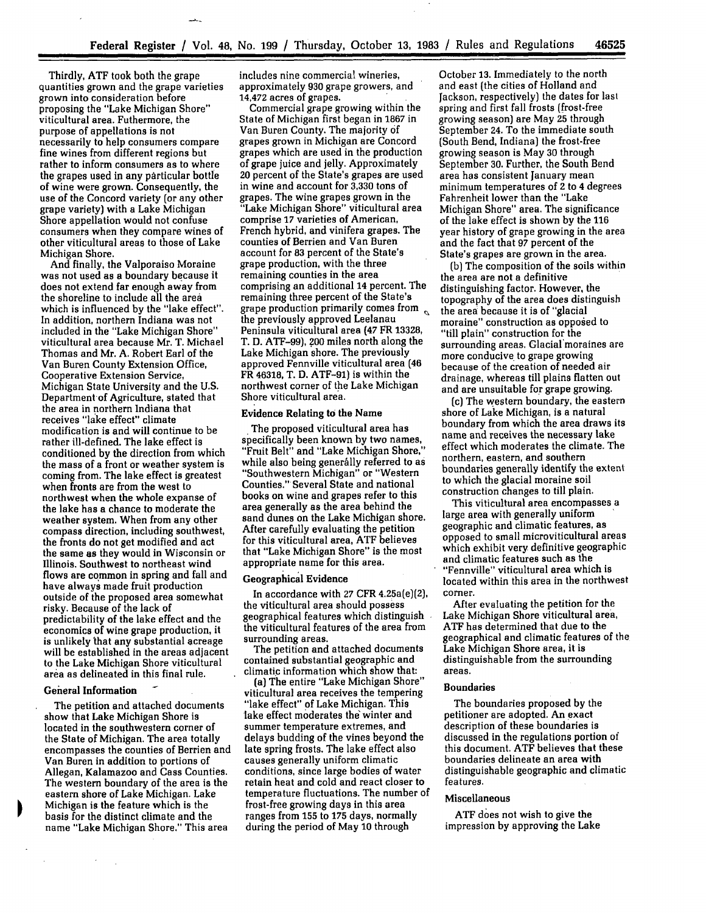Thirdly, ATF took both the grape quantities grown and the grape varieties grown into consideration before proposing the "Lake Michigan Shore" viticultural area. Futhermore, the purpose of appellations is not necessarily to help consumers compare fine wines from different regions but rather to inform consumers as to where the grapes used in any particular bottle of wine were grown. Consequently, the use of the Concord variety (or any other grape variety) with a Lake Michigan Shore appellation would not confuse consumers when they compare wines of other viticultural areas to those of Lake Michigan Shore.

And finally, the Valporaiso Moraine was not used as a boundary because it does not extend far enough away from the shoreline to include all the area which is influenced by the "lake effect". In addition, northern Indiana was not included in the "Lake Michigan Shore" viticultural area because Mr. T. Michael Thomas and Mr. A. Robert Earl of the Van Buren County Extension Office, Cooperative Extension Service, Michigan State University and the U.S. Department of Agriculture, stated that the area in northern Indiana that receives "lake effect" climate modification is and will continue to be rather ill-defined. The lake effect is conditioned by the direction from which the mass of a front or weather system is coming from. The lake effect is greatest when fronts are from the west to northwest when the whole expanse of the lake has a chance to moderate the weather system. When from any other compass direction, including southwest, the fronts do not get modified and act the same as they would in Wisconsin or Illinois. Southwest to northeast wind flows are common in spring and fall and have always made fruit production outside of the proposed area somewhat risky. Because of the lack of predictability of the lake effect and the economics of wine grape production, it is unlikely that any substantial acreage will be established in the areas adjacent to the Lake Michigan Shore viticultural area as delineated in this final rule.

### General Information

The petition and attached documents show that Lake Michigan Shore is located in the southwestern corner of the State of Michigan. The area totally encompasses the counties of Berrien and Van Buren in addition to portions of Allegan, Kalamazoo and Cass Counties. The western boundary of the area is the eastern shore of Lake Michigan. Lake Michigan is the feature which is the basis for the distinct climate and the name "Lake Michigan Shore." This area includes nine commercial wineries, approximately 930 grape growers, and 14,472 acres of grapes.

Commercial grape growing within the State of Michigan first began in 1867 in Van Buren County. The majority of grapes grown in Michigan are Concord grapes which are used in the production of grape juice and jelly. Approximately 20 percent of the State's grapes are used in wine and account for 3,330 tons of grapes. The wine grapes grown in the "Lake Michigan Shore" viticultural area comprise 17 varieties of American, French hybrid, and vinifera grapes. The counties of Berrien and Van Buren account for 83 percent of the State's grape production, with the three remaining counties in the area comprising an additional 14 percent. The remaining three percent of the State's grape production primarily comes from the previously approved Leelanau Peninsula viticultural area (47 FR 13328, T. D. ATF-99), 200 miles north along the Lake Michigan shore. The previously approved Fennville viticultural area (46 FR 46318, T. D. ATF-91) is within the northwest corner of the Lake Michigan Shore viticultural area.

### Evidence Relating to the Name

The proposed viticultural area has specifically been known by two names, "Fruit Belt" and "Lake Michigan Shore," while also being generally referred to as "Southwestern Michigan" or "Western Counties." Several State and national books on wine and grapes refer to this area generally as the area behind the sand dunes on the Lake Michigan shore. After carefully evaluating the petition for this viticultural area, ATF believes that "Lake Michigan Shore" is the most appropriate name for this area.

### Geographical Evidence

In accordance with 27 CFR 4.25a(e)(2), the viticultural area should possess geographical features which distinguish the viticultural features of the area from surrounding areas.

The petition and attached documents contained substantial geographic and climatic information which show that:

(a) The entire "Lake Michigan Shore" viticultural area receives the tempering "lake effect" of Lake Michigan. This lake effect moderates the winter and summer temperature extremes, and delays budding of the vines beyond the late spring frosts. The lake effect also causes generally uniform climatic conditions, since large bodies of water retain heat and cold and react closer to temperature fluctuations. The number of frost-free growing days in this area ranges from 155 to 175 days, normally during the period of May 10 through October 13. Immediately to the north and east (the cities of Holland and Jackson, respectively) the dates for last spring and first fall frosts (frost-free growing season) are May 25 through September 24. To the immediate south (South Bend, Indiana) the frost-free growing season is May 30 through September 30. Further, the South Bend area has consistent January mean minimum temperatures of 2 to 4 degrees Fahrenheit lower than the "Lake Michigan Shore" area. The significance of the lake effect is shown by the 116 year history of grape growing in the area and the fact that 97 percent of the State's grapes are grown in the area.

(b) The composition of the soils within the area are not a definitive distinguishing factor. However, the topography of the area does distinguish the area because it is of "glacial moraine" construction as opposed to "till plain" construction for the surrounding areas. Glacial moraines are more conducive to grape growing because of the creation of needed air drainage, whereas till plains flatten out and are unsuitable for grape growing.

(c) The western boundary, the eastern shore of Lake Michigan, is a natural boundary from which the area draws its name and receives the necessary lake effect which moderates the climate. The northern, eastern, and southern boundaries generally identify the extent to which the glacial moraine soil construction changes to till plain.

This viticultural area encompasses a large area with generally uniform geographic and climatic features, as opposed to small microviticultural areas which exhibit very definitive geographic and climatic features such as the "Fennville" viticultural area which is located within this area in the northwest corner.

After evaluating the petition for the Lake Michigan Shore viticultural area, ATF has determined that due to the geographical and climatic features of the Lake Michigan Shore area, it is distinguishable from the surrounding areas.

### Boundaries

The boundaries proposed by the petitioner are adopted. An exact description of these boundaries is discussed in the regulations portion of this document. ATF believes that these boundaries delineate an area with distinguishable geographic and climatic features.

### Miscellaneous

ATF does not wish to give the impression by approving the Lake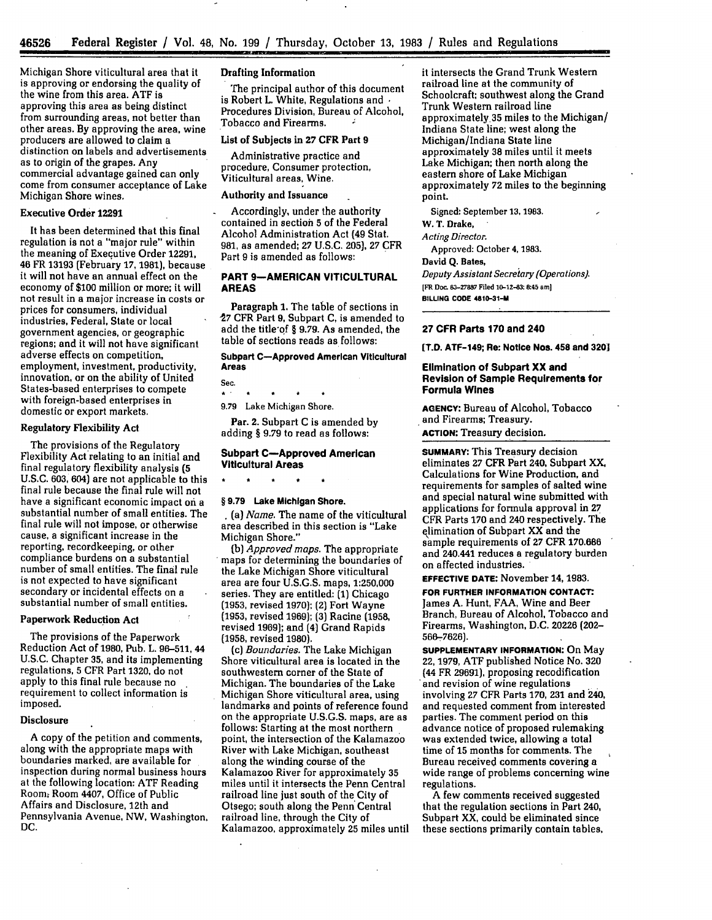Michigan Shore viticultural area that it is approving or endorsing the quality of the wine from this area. ATF is approving this area as being distinct from surrounding areas, not better than other areas. By approving the area, wine producers are allowed to claim a distinction on labels and advertisements as to origin of the grapes. Any commercial advantage gained can only come from consumer acceptance of Lake Michigan Shore wines.

### Executive Order 12291

It has been determined that this final regulation is not a "major rule" within the meaning of Executive Order 12291, 46 FR 13193 (February 17, 1981), because it will not have an annual effect on the economy of $100 million or more; it will not result in a major increase in costs or prices for consumers, individual industries, Federal, State or local government agencies, or geographic regions; and it will not have significant adverse effects on competition, employment, investment, productivity, innovation, or on the ability of United States-based enterprises to compete with foreign-based enterprises in domestic or export markets.

### Regulatory Flexibility Act

The provisions of the Regulatory Flexibility Act relating to an initial and final regulatory flexibility analysis (5 U.S.C. 603, 604) are not applicable to this final rule because the final rule will not have a significant economic impact on a substantial number of small entities. The final rule will not impose, or otherwise cause, a significant increase in the reporting, recordkeeping, or other compliance burdens on a substantial number of small entities. The final rule is not expected to have significant secondary or incidental effects on a substantial number of small entities.

### Paperwork Reduction Act

The provisions of the Paperwork Reduction Act of 1980, Pub. L. 96-511, 44 U.S.C. Chapter 35, and its implementing regulations, 5 CFR Part 1320, do not apply to this final rule because no requirement to collect information is imposed.

### Disclosure

A copy of the petition and comments, along with the appropriate maps with boundaries marked, are available for inspection during normal business hours at the following location: ATF Reading Room, Room 4407, Office of Public Affairs and Disclosure, 12th and Pennsylvania Avenue, NW, Washington, DC.

### Drafting Information

The principal author of this document is Robert L. White, Regulations and Procedures Division, Bureau of Alcohol, Tobacco and Firearms.

### List of Subjects in 27 CFR Part 9

Administrative practice and procedure, Consumer protection, Viticultural areas, Wine.

### Authority and Issuance

Accordingly, under the authority contained in section 5 of the Federal Alcohol Administration Act (49 Stat. 981, as amended; 27 U.S.C. 205), 27 CFR Part 9 is amended as follows:

## PART 9—AMERICAN VITICULTURAL AREAS

Paragraph 1. The table of sections in 27 CFR Part 9, Subpart C, is amended to add the title of § 9.79. As amended, the table of sections reads as follows:

**Subpart C—Approved American Viticultural Areas**

Sec.

\* \* \* \* \*

9.79 Lake Michigan Shore.

Par. 2. Subpart C is amended by adding § 9.79 to read as follows:

### Subpart C—Approved American Viticultural Areas

\* \* \* \* \*

**§ 9.79 Lake Michigan Shore.**

(a) *Name.* The name of the viticultural area described in this section is "Lake Michigan Shore."

(b) *Approved maps.* The appropriate maps for determining the boundaries of the Lake Michigan Shore viticultural area are four U.S.G.S. maps, 1:250,000 series. They are entitled: (1) Chicago (1953, revised 1970); (2) Fort Wayne (1953, revised 1969); (3) Racine (1958, revised 1969); and (4) Grand Rapids (1958, revised 1980).

(c) *Boundaries.* The Lake Michigan Shore viticultural area is located in the southwestern corner of the State of Michigan. The boundaries of the Lake Michigan Shore viticultural area, using landmarks and points of reference found on the appropriate U.S.G.S. maps, are as follows: Starting at the most northern point, the intersection of the Kalamazoo River with Lake Michigan, southeast along the winding course of the Kalamazoo River for approximately 35 miles until it intersects the Penn Central railroad line just south of the City of Otsego; south along the Penn Central railroad line, through the City of Kalamazoo, approximately 25 miles until it intersects the Grand Trunk Western railroad line at the community of Schoolcraft; southwest along the Grand Trunk Western railroad line approximately 35 miles to the Michigan/Indiana State line; west along the Michigan/Indiana State line approximately 38 miles until it meets Lake Michigan; then north along the eastern shore of Lake Michigan approximately 72 miles to the beginning point.

Signed: September 13, 1983.

W. T. Drake,

*Acting Director.*

Approved: October 4, 1983.

David Q. Bates,

*Deputy Assistant Secretary (Operations).*

[FR Doc. 83-27887 Filed 10-12-83; 8:45 am]

BILLING CODE 4810-31-M

---

## 27 CFR Parts 170 and 240

**[T.D. ATF-149; Re: Notice Nos. 458 and 320]**

## Elimination of Subpart XX and Revision of Sample Requirements for Formula Wines

**AGENCY:** Bureau of Alcohol, Tobacco and Firearms; Treasury.

**ACTION:** Treasury decision.

**SUMMARY:** This Treasury decision eliminates 27 CFR Part 240, Subpart XX, Calculations for Wine Production, and requirements for samples of salted wine and special natural wine submitted with applications for formula approval in 27 CFR Parts 170 and 240 respectively. The elimination of Subpart XX and the sample requirements of 27 CFR 170.686 and 240.441 reduces a regulatory burden on affected industries.

**EFFECTIVE DATE:** November 14, 1983.

**FOR FURTHER INFORMATION CONTACT:** James A. Hunt, FAA, Wine and Beer Branch, Bureau of Alcohol, Tobacco and Firearms, Washington, D.C. 20226 (202-566-7626).

**SUPPLEMENTARY INFORMATION:** On May 22, 1979, ATF published Notice No. 320 (44 FR 29691), proposing recodification and revision of wine regulations involving 27 CFR Parts 170, 231 and 240, and requested comment from interested parties. The comment period on this advance notice of proposed rulemaking was extended twice, allowing a total time of 15 months for comments. The Bureau received comments covering a wide range of problems concerning wine regulations.

A few comments received suggested that the regulation sections in Part 240, Subpart XX, could be eliminated since these sections primarily contain tables,